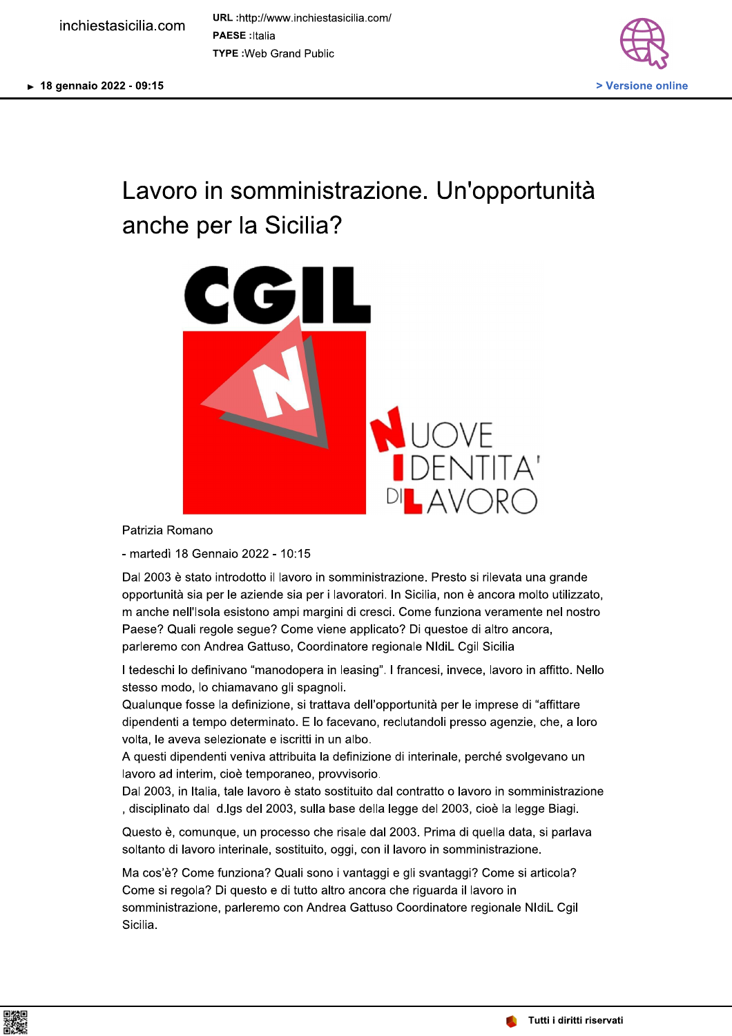# Lavoro in somministrazione. Un'opportunità anche per la Sicilia?

Patrizia Romano

- martedì 18 Gennaio 2022 - 10:15

Dal 2003 è stato introdotto il lavoro in somministrazione. Presto si rilevata una grande opportunità sia per le aziende sia per i lavoratori. In Sicilia, non è ancora molto utilizzato, m anche nell'Isola esistono ampi margini di cresci. Come funziona veramente nel nostro Paese? Quali regole segue? Come viene applicato? Di questoe di altro ancora, parleremo con Andrea Gattuso, Coordinatore regionale NIdiL Cgil Sicilia

I tedeschi lo definivano “manodopera in leasing”. I francesi, invece, lavoro in affitto. Nello stesso modo, lo chiamavano gli spagnoli.
Qualunque fosse la definizione, si trattava dell'opportunità per le imprese di “affittare dipendenti a tempo determinato. E lo facevano, reclutandoli presso agenzie, che, a loro volta, le aveva selezionate e iscritti in un albo.
A questi dipendenti veniva attribuita la definizione di interinale, perché svolgevano un lavoro ad interim, cioè temporaneo, provvisorio.
Dal 2003, in Italia, tale lavoro è stato sostituito dal contratto o lavoro in somministrazione , disciplinato dal d.lgs del 2003, sulla base della legge del 2003, cioè la legge Biagi.

Questo è, comunque, un processo che risale dal 2003. Prima di quella data, si parlava soltanto di lavoro interinale, sostituito, oggi, con il lavoro in somministrazione.

Ma cos'è? Come funziona? Quali sono i vantaggi e gli svantaggi? Come si articola? Come si regola? Di questo e di tutto altro ancora che riguarda il lavoro in somministrazione, parleremo con Andrea Gattuso Coordinatore regionale NIdiL Cgil Sicilia.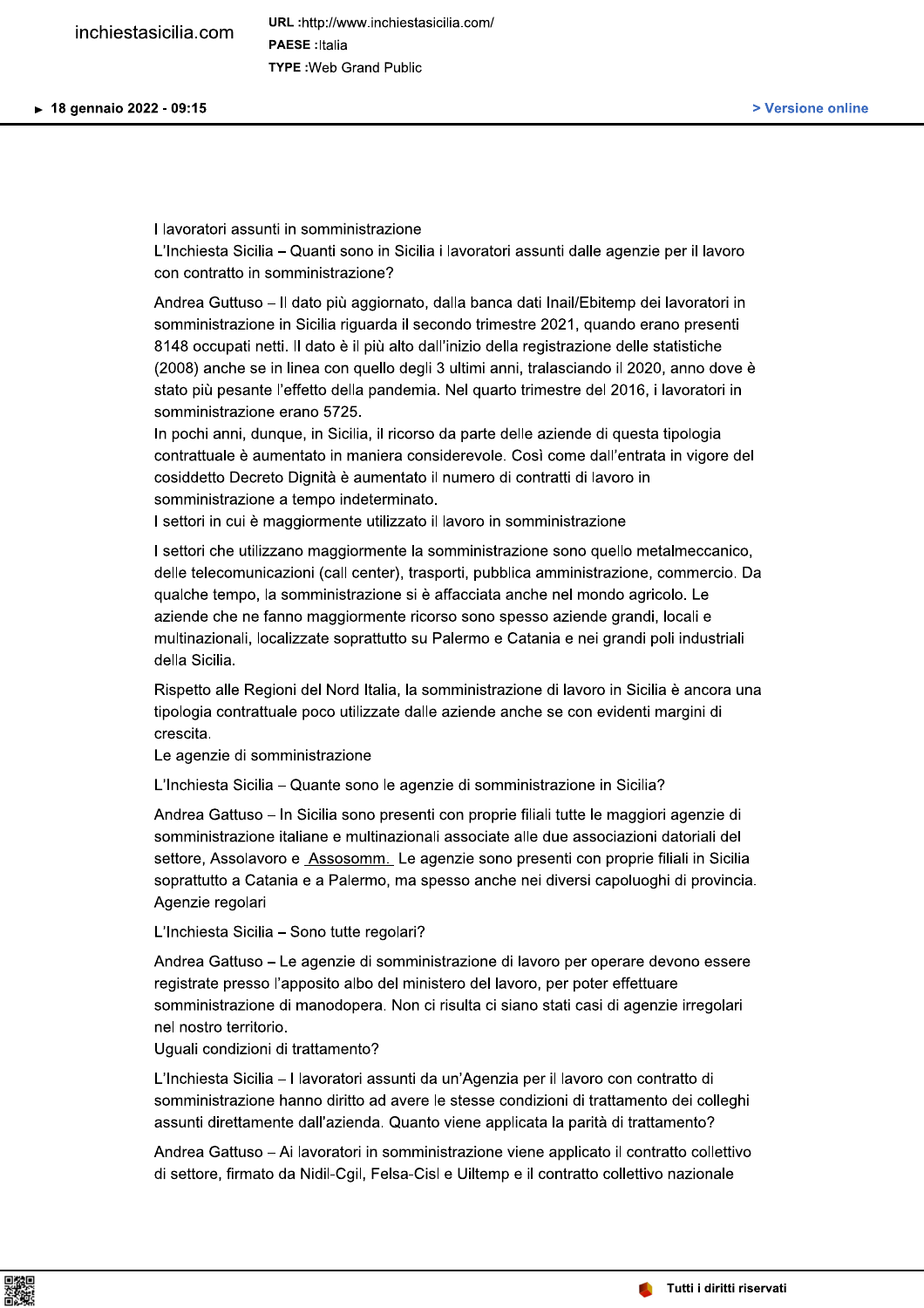I lavoratori assunti in somministrazione

L'Inchiesta Sicilia **–** Quanti sono in Sicilia i lavoratori assunti dalle agenzie per il lavoro con contratto in somministrazione?

Andrea Guttuso – Il dato più aggiornato, dalla banca dati Inail/Ebitemp dei lavoratori in somministrazione in Sicilia riguarda il secondo trimestre 2021, quando erano presenti 8148 occupati netti. Il dato è il più alto dall'inizio della registrazione delle statistiche (2008) anche se in linea con quello degli 3 ultimi anni, tralasciando il 2020, anno dove è stato più pesante l'effetto della pandemia. Nel quarto trimestre del 2016, i lavoratori in somministrazione erano 5725.

In pochi anni, dunque, in Sicilia, il ricorso da parte delle aziende di questa tipologia contrattuale è aumentato in maniera considerevole. Così come dall'entrata in vigore del cosiddetto Decreto Dignità è aumentato il numero di contratti di lavoro in somministrazione a tempo indeterminato.

I settori in cui è maggiormente utilizzato il lavoro in somministrazione

I settori che utilizzano maggiormente la somministrazione sono quello metalmeccanico, delle telecomunicazioni (call center), trasporti, pubblica amministrazione, commercio. Da qualche tempo, la somministrazione si è affacciata anche nel mondo agricolo. Le aziende che ne fanno maggiormente ricorso sono spesso aziende grandi, locali e multinazionali, localizzate soprattutto su Palermo e Catania e nei grandi poli industriali della Sicilia.

Rispetto alle Regioni del Nord Italia, la somministrazione di lavoro in Sicilia è ancora una tipologia contrattuale poco utilizzate dalle aziende anche se con evidenti margini di crescita.

Le agenzie di somministrazione

L'Inchiesta Sicilia – Quante sono le agenzie di somministrazione in Sicilia?

Andrea Gattuso – In Sicilia sono presenti con proprie filiali tutte le maggiori agenzie di somministrazione italiane e multinazionali associate alle due associazioni datoriali del settore, Assolavoro e Assosomm. Le agenzie sono presenti con proprie filiali in Sicilia soprattutto a Catania e a Palermo, ma spesso anche nei diversi capoluoghi di provincia.

Agenzie regolari

L'Inchiesta Sicilia **–** Sono tutte regolari?

Andrea Gattuso **–** Le agenzie di somministrazione di lavoro per operare devono essere registrate presso l'apposito albo del ministero del lavoro, per poter effettuare somministrazione di manodopera. Non ci risulta ci siano stati casi di agenzie irregolari nel nostro territorio.

Uguali condizioni di trattamento?

L'Inchiesta Sicilia – I lavoratori assunti da un'Agenzia per il lavoro con contratto di somministrazione hanno diritto ad avere le stesse condizioni di trattamento dei colleghi assunti direttamente dall'azienda. Quanto viene applicata la parità di trattamento?

Andrea Gattuso – Ai lavoratori in somministrazione viene applicato il contratto collettivo di settore, firmato da Nidil-Cgil, Felsa-Cisl e Uiltemp e il contratto collettivo nazionale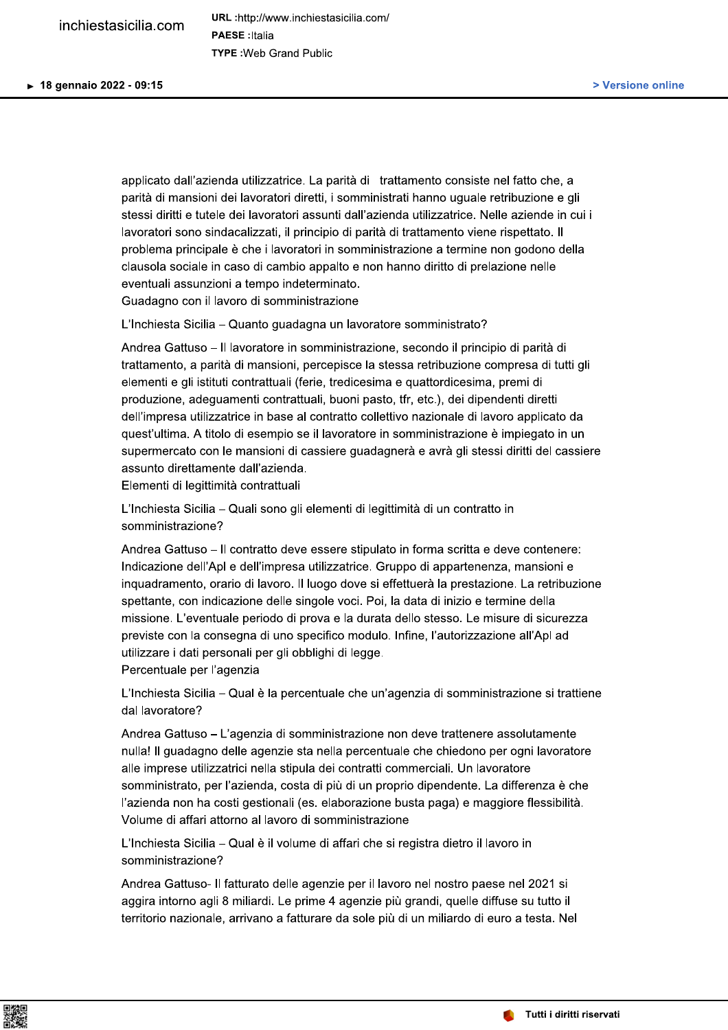applicato dall'azienda utilizzatrice. La parità di trattamento consiste nel fatto che, a parità di mansioni dei lavoratori diretti, i somministrati hanno uguale retribuzione e gli stessi diritti e tutele dei lavoratori assunti dall'azienda utilizzatrice. Nelle aziende in cui i lavoratori sono sindacalizzati, il principio di parità di trattamento viene rispettato. Il problema principale è che i lavoratori in somministrazione a termine non godono della clausola sociale in caso di cambio appalto e non hanno diritto di prelazione nelle eventuali assunzioni a tempo indeterminato.

### Guadagno con il lavoro di somministrazione

L'Inchiesta Sicilia – Quanto guadagna un lavoratore somministrato?

Andrea Gattuso – Il lavoratore in somministrazione, secondo il principio di parità di trattamento, a parità di mansioni, percepisce la stessa retribuzione compresa di tutti gli elementi e gli istituti contrattuali (ferie, tredicesima e quattordicesima, premi di produzione, adeguamenti contrattuali, buoni pasto, tfr, etc.), dei dipendenti diretti dell'impresa utilizzatrice in base al contratto collettivo nazionale di lavoro applicato da quest'ultima. A titolo di esempio se il lavoratore in somministrazione è impiegato in un supermercato con le mansioni di cassiere guadagnerà e avrà gli stessi diritti del cassiere assunto direttamente dall'azienda.

### Elementi di legittimità contrattuali

L'Inchiesta Sicilia – Quali sono gli elementi di legittimità di un contratto in somministrazione?

Andrea Gattuso – Il contratto deve essere stipulato in forma scritta e deve contenere: Indicazione dell'Apl e dell'impresa utilizzatrice. Gruppo di appartenenza, mansioni e inquadramento, orario di lavoro. Il luogo dove si effettuerà la prestazione. La retribuzione spettante, con indicazione delle singole voci. Poi, la data di inizio e termine della missione. L'eventuale periodo di prova e la durata dello stesso. Le misure di sicurezza previste con la consegna di uno specifico modulo. Infine, l'autorizzazione all'Apl ad utilizzare i dati personali per gli obblighi di legge.

### Percentuale per l'agenzia

L'Inchiesta Sicilia – Qual è la percentuale che un'agenzia di somministrazione si trattiene dal lavoratore?

Andrea Gattuso **–** L'agenzia di somministrazione non deve trattenere assolutamente nulla! Il guadagno delle agenzie sta nella percentuale che chiedono per ogni lavoratore alle imprese utilizzatrici nella stipula dei contratti commerciali. Un lavoratore somministrato, per l'azienda, costa di più di un proprio dipendente. La differenza è che l'azienda non ha costi gestionali (es. elaborazione busta paga) e maggiore flessibilità.

### Volume di affari attorno al lavoro di somministrazione

L'Inchiesta Sicilia – Qual è il volume di affari che si registra dietro il lavoro in somministrazione?

Andrea Gattuso- Il fatturato delle agenzie per il lavoro nel nostro paese nel 2021 si aggira intorno agli 8 miliardi. Le prime 4 agenzie più grandi, quelle diffuse su tutto il territorio nazionale, arrivano a fatturare da sole più di un miliardo di euro a testa. Nel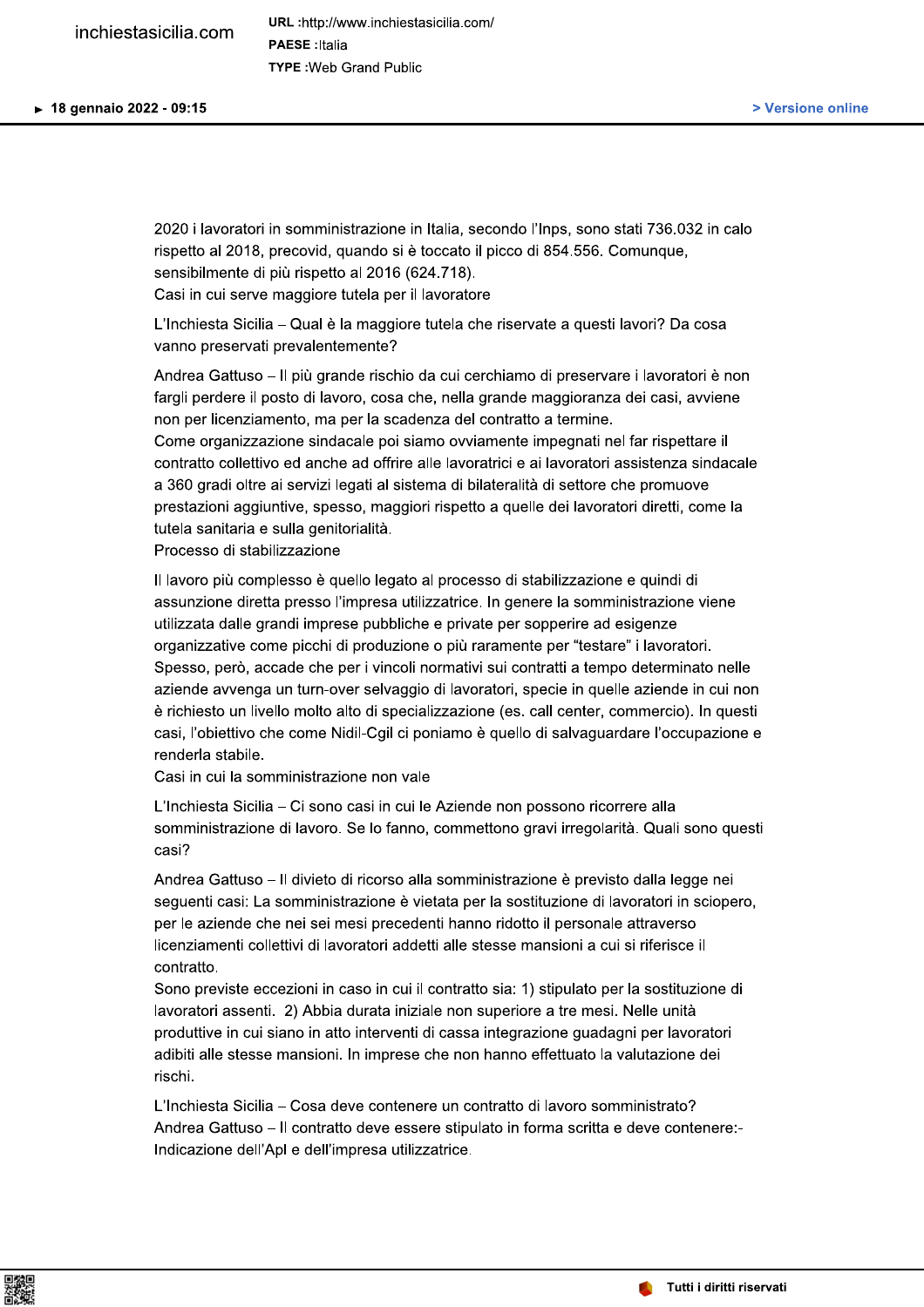2020 i lavoratori in somministrazione in Italia, secondo l'Inps, sono stati 736.032 in calo rispetto al 2018, precovid, quando si è toccato il picco di 854.556. Comunque, sensibilmente di più rispetto al 2016 (624.718).

### Casi in cui serve maggiore tutela per il lavoratore

L'Inchiesta Sicilia – Qual è la maggiore tutela che riservate a questi lavori? Da cosa vanno preservati prevalentemente?

Andrea Gattuso – Il più grande rischio da cui cerchiamo di preservare i lavoratori è non fargli perdere il posto di lavoro, cosa che, nella grande maggioranza dei casi, avviene non per licenziamento, ma per la scadenza del contratto a termine.
Come organizzazione sindacale poi siamo ovviamente impegnati nel far rispettare il contratto collettivo ed anche ad offrire alle lavoratrici e ai lavoratori assistenza sindacale a 360 gradi oltre ai servizi legati al sistema di bilateralità di settore che promuove prestazioni aggiuntive, spesso, maggiori rispetto a quelle dei lavoratori diretti, come la tutela sanitaria e sulla genitorialità.

### Processo di stabilizzazione

Il lavoro più complesso è quello legato al processo di stabilizzazione e quindi di assunzione diretta presso l'impresa utilizzatrice. In genere la somministrazione viene utilizzata dalle grandi imprese pubbliche e private per sopperire ad esigenze organizzative come picchi di produzione o più raramente per "testare" i lavoratori. Spesso, però, accade che per i vincoli normativi sui contratti a tempo determinato nelle aziende avvenga un turn-over selvaggio di lavoratori, specie in quelle aziende in cui non è richiesto un livello molto alto di specializzazione (es. call center, commercio). In questi casi, l'obiettivo che come Nidil-Cgil ci poniamo è quello di salvaguardare l'occupazione e renderla stabile.

### Casi in cui la somministrazione non vale

L'Inchiesta Sicilia – Ci sono casi in cui le Aziende non possono ricorrere alla somministrazione di lavoro. Se lo fanno, commettono gravi irregolarità. Quali sono questi casi?

Andrea Gattuso – Il divieto di ricorso alla somministrazione è previsto dalla legge nei seguenti casi: La somministrazione è vietata per la sostituzione di lavoratori in sciopero, per le aziende che nei sei mesi precedenti hanno ridotto il personale attraverso licenziamenti collettivi di lavoratori addetti alle stesse mansioni a cui si riferisce il contratto.
Sono previste eccezioni in caso in cui il contratto sia: 1) stipulato per la sostituzione di lavoratori assenti. 2) Abbia durata iniziale non superiore a tre mesi. Nelle unità produttive in cui siano in atto interventi di cassa integrazione guadagni per lavoratori adibiti alle stesse mansioni. In imprese che non hanno effettuato la valutazione dei rischi.

L'Inchiesta Sicilia – Cosa deve contenere un contratto di lavoro somministrato?
Andrea Gattuso – Il contratto deve essere stipulato in forma scritta e deve contenere:-
Indicazione dell'Apl e dell'impresa utilizzatrice.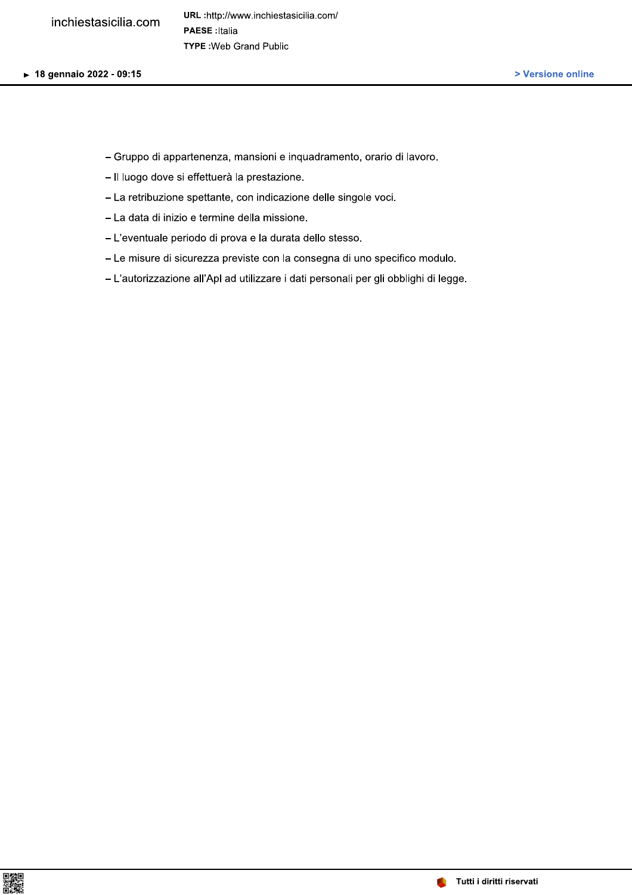– Gruppo di appartenenza, mansioni e inquadramento, orario di lavoro.

– Il luogo dove si effettuerà la prestazione.

– La retribuzione spettante, con indicazione delle singole voci.

– La data di inizio e termine della missione.

– L'eventuale periodo di prova e la durata dello stesso.

– Le misure di sicurezza previste con la consegna di uno specifico modulo.

– L'autorizzazione all'Apl ad utilizzare i dati personali per gli obblighi di legge.